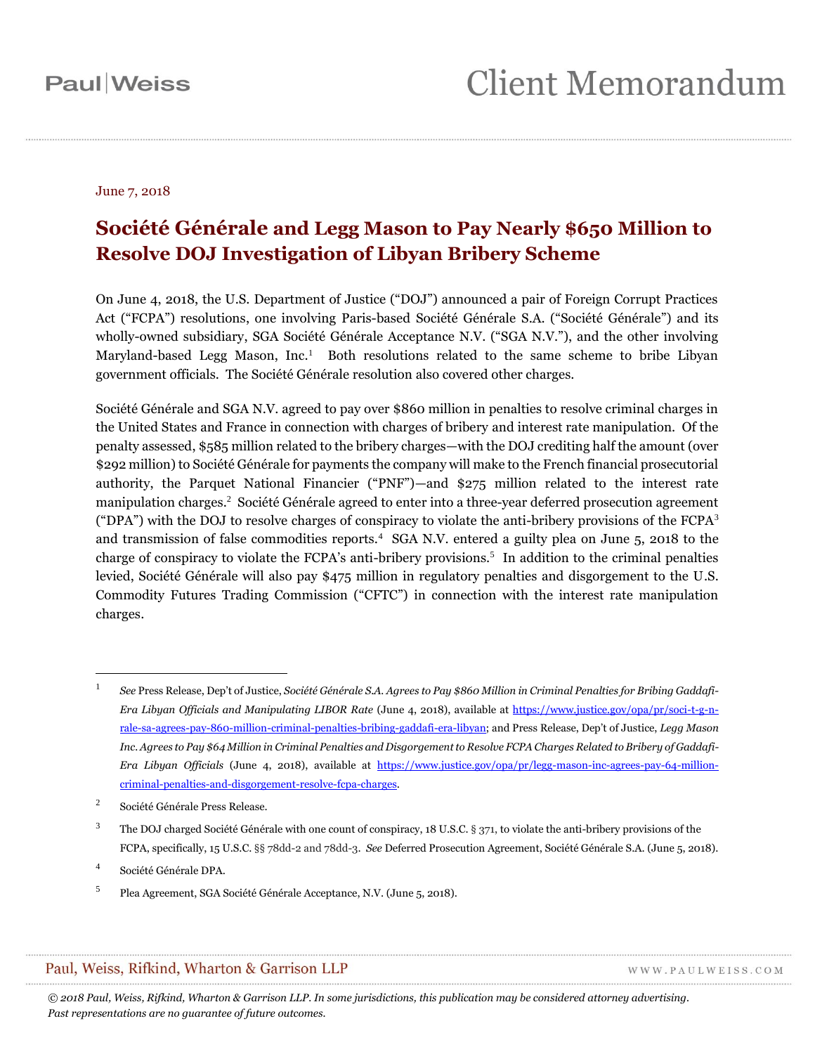June 7, 2018

# Société Générale and Legg Mason to Pay Nearly $650 Million to Resolve DOJ Investigation of Libyan Bribery Scheme

On June 4, 2018, the U.S. Department of Justice ("DOJ") announced a pair of Foreign Corrupt Practices Act ("FCPA") resolutions, one involving Paris-based Société Générale S.A. ("Société Générale") and its wholly-owned subsidiary, SGA Société Générale Acceptance N.V. ("SGA N.V."), and the other involving Maryland-based Legg Mason, Inc.[1] Both resolutions related to the same scheme to bribe Libyan government officials. The Société Générale resolution also covered other charges.

Société Générale and SGA N.V. agreed to pay over $860 million in penalties to resolve criminal charges in the United States and France in connection with charges of bribery and interest rate manipulation. Of the penalty assessed, $585 million related to the bribery charges—with the DOJ crediting half the amount (over $292 million) to Société Générale for payments the company will make to the French financial prosecutorial authority, the Parquet National Financier ("PNF")—and $275 million related to the interest rate manipulation charges.[2] Société Générale agreed to enter into a three-year deferred prosecution agreement ("DPA") with the DOJ to resolve charges of conspiracy to violate the anti-bribery provisions of the FCPA[3] and transmission of false commodities reports.[4] SGA N.V. entered a guilty plea on June 5, 2018 to the charge of conspiracy to violate the FCPA's anti-bribery provisions.[5] In addition to the criminal penalties levied, Société Générale will also pay $475 million in regulatory penalties and disgorgement to the U.S. Commodity Futures Trading Commission ("CFTC") in connection with the interest rate manipulation charges.

---

[1] *See* Press Release, Dep't of Justice, *Société Générale S.A. Agrees to Pay $860 Million in Criminal Penalties for Bribing Gaddafi-Era Libyan Officials and Manipulating LIBOR Rate* (June 4, 2018), available at https://www.justice.gov/opa/pr/soci-t-g-n-rale-sa-agrees-pay-860-million-criminal-penalties-bribing-gaddafi-era-libyan; and Press Release, Dep't of Justice, *Legg Mason Inc. Agrees to Pay $64 Million in Criminal Penalties and Disgorgement to Resolve FCPA Charges Related to Bribery of Gaddafi-Era Libyan Officials* (June 4, 2018), available at https://www.justice.gov/opa/pr/legg-mason-inc-agrees-pay-64-million-criminal-penalties-and-disgorgement-resolve-fcpa-charges.

[2] Société Générale Press Release.

[3] The DOJ charged Société Générale with one count of conspiracy, 18 U.S.C. § 371, to violate the anti-bribery provisions of the FCPA, specifically, 15 U.S.C. §§ 78dd-2 and 78dd-3. *See* Deferred Prosecution Agreement, Société Générale S.A. (June 5, 2018).

[4] Société Générale DPA.

[5] Plea Agreement, SGA Société Générale Acceptance, N.V. (June 5, 2018).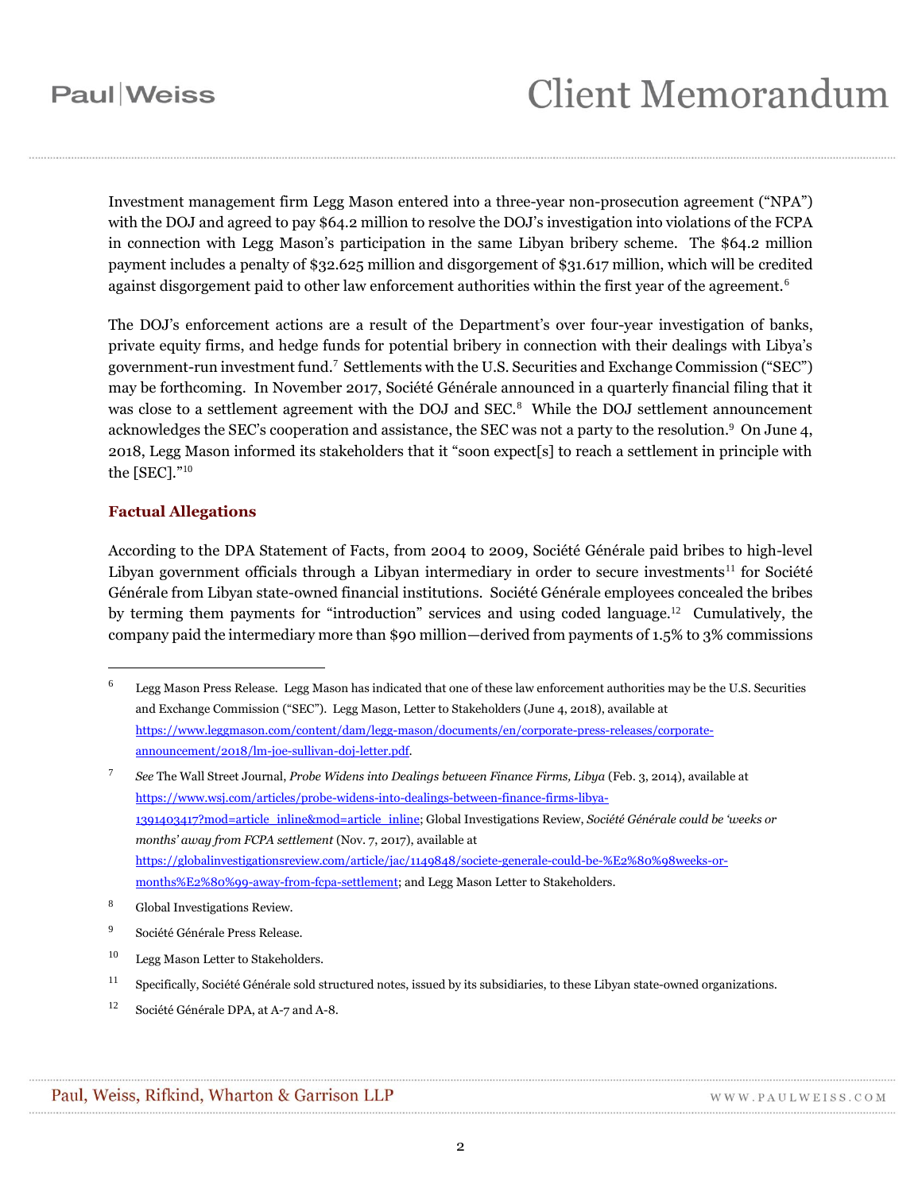Investment management firm Legg Mason entered into a three-year non-prosecution agreement ("NPA") with the DOJ and agreed to pay $64.2 million to resolve the DOJ's investigation into violations of the FCPA in connection with Legg Mason's participation in the same Libyan bribery scheme. The $64.2 million payment includes a penalty of $32.625 million and disgorgement of $31.617 million, which will be credited against disgorgement paid to other law enforcement authorities within the first year of the agreement.[6]

The DOJ's enforcement actions are a result of the Department's over four-year investigation of banks, private equity firms, and hedge funds for potential bribery in connection with their dealings with Libya's government-run investment fund.[7] Settlements with the U.S. Securities and Exchange Commission ("SEC") may be forthcoming. In November 2017, Société Générale announced in a quarterly financial filing that it was close to a settlement agreement with the DOJ and SEC.[8] While the DOJ settlement announcement acknowledges the SEC's cooperation and assistance, the SEC was not a party to the resolution.[9] On June 4, 2018, Legg Mason informed its stakeholders that it "soon expect[s] to reach a settlement in principle with the [SEC]."[10]

### Factual Allegations

According to the DPA Statement of Facts, from 2004 to 2009, Société Générale paid bribes to high-level Libyan government officials through a Libyan intermediary in order to secure investments[11] for Société Générale from Libyan state-owned financial institutions. Société Générale employees concealed the bribes by terming them payments for "introduction" services and using coded language.[12] Cumulatively, the company paid the intermediary more than $90 million—derived from payments of 1.5% to 3% commissions

---

[6] Legg Mason Press Release. Legg Mason has indicated that one of these law enforcement authorities may be the U.S. Securities and Exchange Commission ("SEC"). Legg Mason, Letter to Stakeholders (June 4, 2018), available at https://www.leggmason.com/content/dam/legg-mason/documents/en/corporate-press-releases/corporate-announcement/2018/lm-joe-sullivan-doj-letter.pdf.

[7] *See* The Wall Street Journal, *Probe Widens into Dealings between Finance Firms, Libya* (Feb. 3, 2014), available at https://www.wsj.com/articles/probe-widens-into-dealings-between-finance-firms-libya-1391403417?mod=article_inline&mod=article_inline; Global Investigations Review, *Société Générale could be 'weeks or months' away from FCPA settlement* (Nov. 7, 2017), available at https://globalinvestigationsreview.com/article/jac/1149848/societe-generale-could-be-%E2%80%98weeks-or-months%E2%80%99-away-from-fcpa-settlement; and Legg Mason Letter to Stakeholders.

[8] Global Investigations Review.

[9] Société Générale Press Release.

[10] Legg Mason Letter to Stakeholders.

[11] Specifically, Société Générale sold structured notes, issued by its subsidiaries, to these Libyan state-owned organizations.

[12] Société Générale DPA, at A-7 and A-8.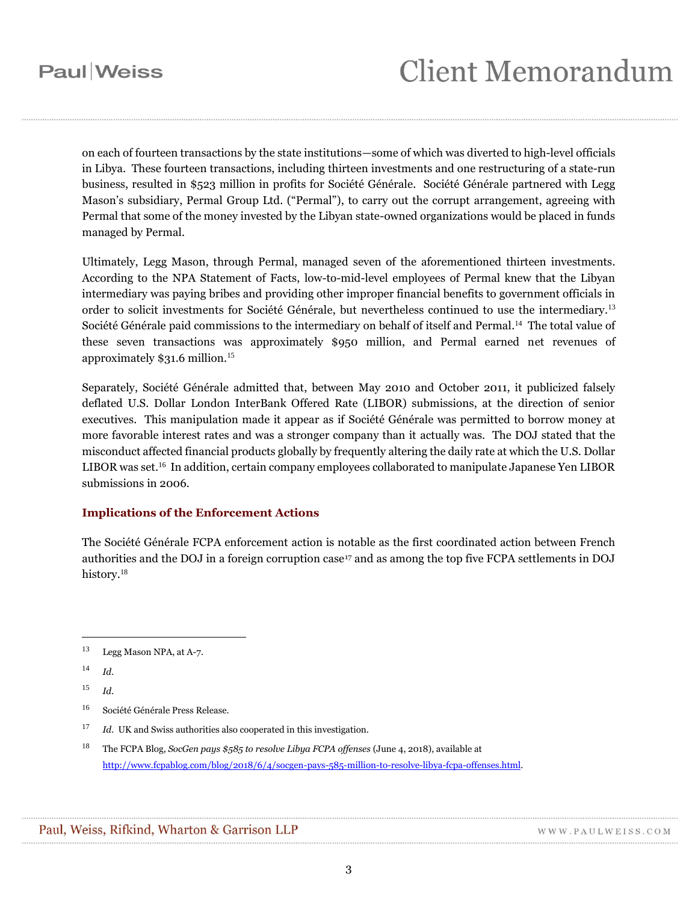on each of fourteen transactions by the state institutions—some of which was diverted to high-level officials in Libya. These fourteen transactions, including thirteen investments and one restructuring of a state-run business, resulted in $523 million in profits for Société Générale. Société Générale partnered with Legg Mason's subsidiary, Permal Group Ltd. ("Permal"), to carry out the corrupt arrangement, agreeing with Permal that some of the money invested by the Libyan state-owned organizations would be placed in funds managed by Permal.

Ultimately, Legg Mason, through Permal, managed seven of the aforementioned thirteen investments. According to the NPA Statement of Facts, low-to-mid-level employees of Permal knew that the Libyan intermediary was paying bribes and providing other improper financial benefits to government officials in order to solicit investments for Société Générale, but nevertheless continued to use the intermediary.[13] Société Générale paid commissions to the intermediary on behalf of itself and Permal.[14] The total value of these seven transactions was approximately $950 million, and Permal earned net revenues of approximately $31.6 million.[15]

Separately, Société Générale admitted that, between May 2010 and October 2011, it publicized falsely deflated U.S. Dollar London InterBank Offered Rate (LIBOR) submissions, at the direction of senior executives. This manipulation made it appear as if Société Générale was permitted to borrow money at more favorable interest rates and was a stronger company than it actually was. The DOJ stated that the misconduct affected financial products globally by frequently altering the daily rate at which the U.S. Dollar LIBOR was set.[16] In addition, certain company employees collaborated to manipulate Japanese Yen LIBOR submissions in 2006.

## Implications of the Enforcement Actions

The Société Générale FCPA enforcement action is notable as the first coordinated action between French authorities and the DOJ in a foreign corruption case[17] and as among the top five FCPA settlements in DOJ history.[18]

---

13 Legg Mason NPA, at A-7.

14 *Id.*

15 *Id.*

16 Société Générale Press Release.

17 *Id.* UK and Swiss authorities also cooperated in this investigation.

18 The FCPA Blog, *SocGen pays $585 to resolve Libya FCPA offenses* (June 4, 2018), available at http://www.fcpablog.com/blog/2018/6/4/socgen-pays-585-million-to-resolve-libya-fcpa-offenses.html.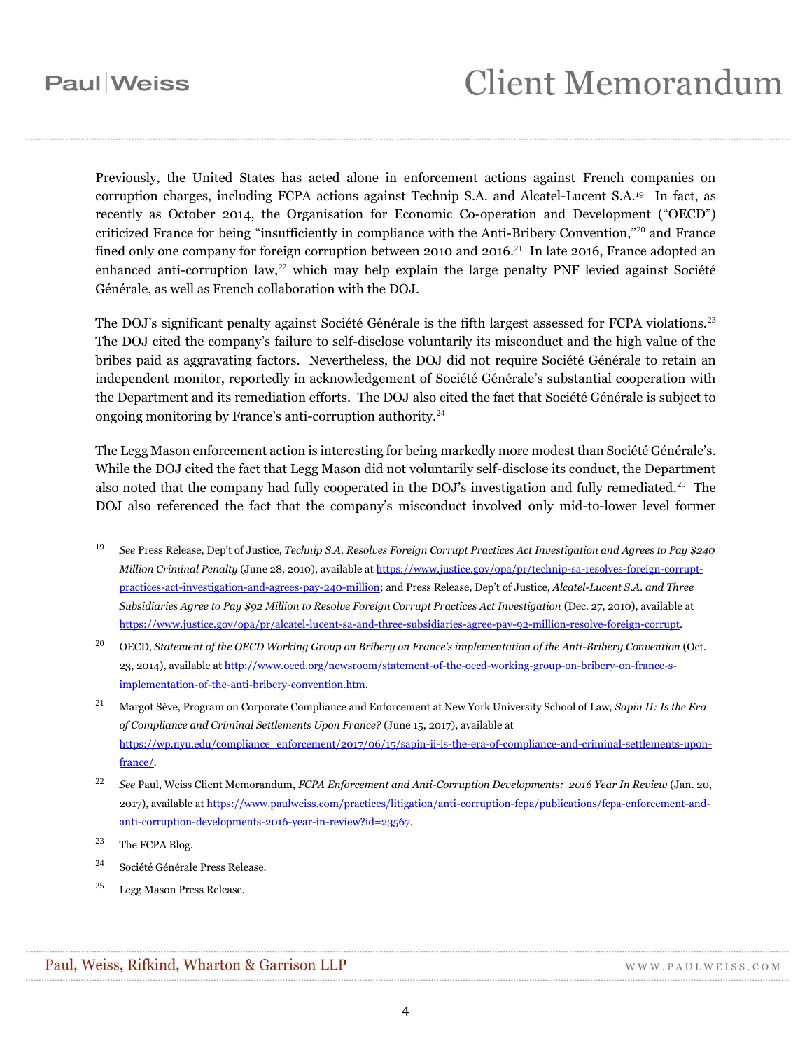Previously, the United States has acted alone in enforcement actions against French companies on corruption charges, including FCPA actions against Technip S.A. and Alcatel-Lucent S.A.[19] In fact, as recently as October 2014, the Organisation for Economic Co-operation and Development ("OECD") criticized France for being "insufficiently in compliance with the Anti-Bribery Convention,"[20] and France fined only one company for foreign corruption between 2010 and 2016.[21] In late 2016, France adopted an enhanced anti-corruption law,[22] which may help explain the large penalty PNF levied against Société Générale, as well as French collaboration with the DOJ.

The DOJ's significant penalty against Société Générale is the fifth largest assessed for FCPA violations.[23] The DOJ cited the company's failure to self-disclose voluntarily its misconduct and the high value of the bribes paid as aggravating factors. Nevertheless, the DOJ did not require Société Générale to retain an independent monitor, reportedly in acknowledgement of Société Générale's substantial cooperation with the Department and its remediation efforts. The DOJ also cited the fact that Société Générale is subject to ongoing monitoring by France's anti-corruption authority.[24]

The Legg Mason enforcement action is interesting for being markedly more modest than Société Générale's. While the DOJ cited the fact that Legg Mason did not voluntarily self-disclose its conduct, the Department also noted that the company had fully cooperated in the DOJ's investigation and fully remediated.[25] The DOJ also referenced the fact that the company's misconduct involved only mid-to-lower level former

---

[19] *See* Press Release, Dep't of Justice, *Technip S.A. Resolves Foreign Corrupt Practices Act Investigation and Agrees to Pay $240 Million Criminal Penalty* (June 28, 2010), available at https://www.justice.gov/opa/pr/technip-sa-resolves-foreign-corrupt-practices-act-investigation-and-agrees-pay-240-million; and Press Release, Dep't of Justice, *Alcatel-Lucent S.A. and Three Subsidiaries Agree to Pay $92 Million to Resolve Foreign Corrupt Practices Act Investigation* (Dec. 27, 2010), available at https://www.justice.gov/opa/pr/alcatel-lucent-sa-and-three-subsidiaries-agree-pay-92-million-resolve-foreign-corrupt.

[20] OECD, *Statement of the OECD Working Group on Bribery on France's implementation of the Anti-Bribery Convention* (Oct. 23, 2014), available at http://www.oecd.org/newsroom/statement-of-the-oecd-working-group-on-bribery-on-france-s-implementation-of-the-anti-bribery-convention.htm.

[21] Margot Sève, Program on Corporate Compliance and Enforcement at New York University School of Law, *Sapin II: Is the Era of Compliance and Criminal Settlements Upon France?* (June 15, 2017), available at https://wp.nyu.edu/compliance_enforcement/2017/06/15/sapin-ii-is-the-era-of-compliance-and-criminal-settlements-upon-france/.

[22] *See* Paul, Weiss Client Memorandum, *FCPA Enforcement and Anti-Corruption Developments: 2016 Year In Review* (Jan. 20, 2017), available at https://www.paulweiss.com/practices/litigation/anti-corruption-fcpa/publications/fcpa-enforcement-and-anti-corruption-developments-2016-year-in-review?id=23567.

[23] The FCPA Blog.

[24] Société Générale Press Release.

[25] Legg Mason Press Release.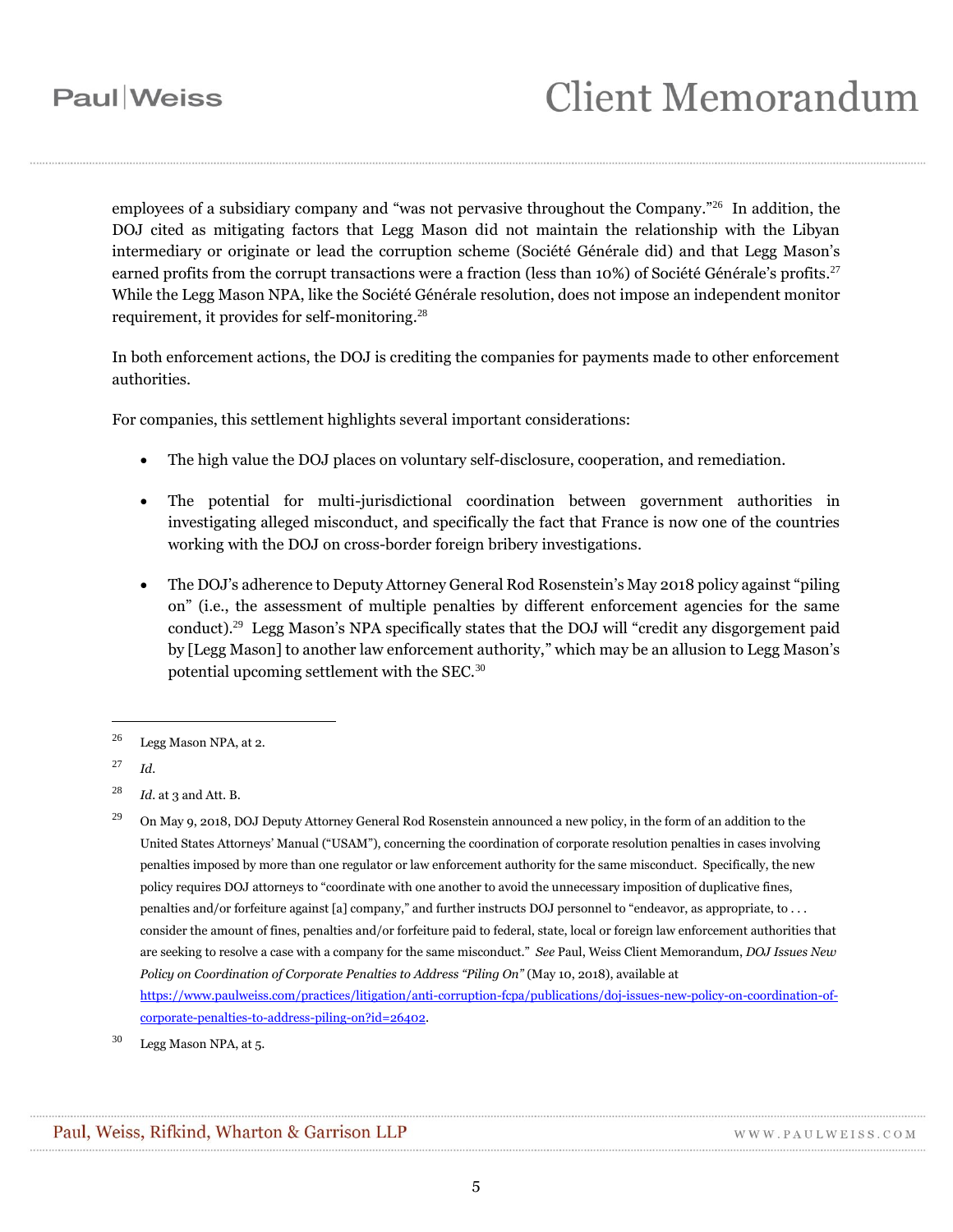employees of a subsidiary company and "was not pervasive throughout the Company."[26] In addition, the DOJ cited as mitigating factors that Legg Mason did not maintain the relationship with the Libyan intermediary or originate or lead the corruption scheme (Société Générale did) and that Legg Mason's earned profits from the corrupt transactions were a fraction (less than 10%) of Société Générale's profits.[27] While the Legg Mason NPA, like the Société Générale resolution, does not impose an independent monitor requirement, it provides for self-monitoring.[28]

In both enforcement actions, the DOJ is crediting the companies for payments made to other enforcement authorities.

For companies, this settlement highlights several important considerations:

- The high value the DOJ places on voluntary self-disclosure, cooperation, and remediation.
- The potential for multi-jurisdictional coordination between government authorities in investigating alleged misconduct, and specifically the fact that France is now one of the countries working with the DOJ on cross-border foreign bribery investigations.
- The DOJ's adherence to Deputy Attorney General Rod Rosenstein's May 2018 policy against "piling on" (i.e., the assessment of multiple penalties by different enforcement agencies for the same conduct).[29] Legg Mason's NPA specifically states that the DOJ will "credit any disgorgement paid by [Legg Mason] to another law enforcement authority," which may be an allusion to Legg Mason's potential upcoming settlement with the SEC.[30]

---

[26] Legg Mason NPA, at 2.

[27] *Id*.

[28] *Id*. at 3 and Att. B.

[29] On May 9, 2018, DOJ Deputy Attorney General Rod Rosenstein announced a new policy, in the form of an addition to the United States Attorneys' Manual ("USAM"), concerning the coordination of corporate resolution penalties in cases involving penalties imposed by more than one regulator or law enforcement authority for the same misconduct. Specifically, the new policy requires DOJ attorneys to "coordinate with one another to avoid the unnecessary imposition of duplicative fines, penalties and/or forfeiture against [a] company," and further instructs DOJ personnel to "endeavor, as appropriate, to . . . consider the amount of fines, penalties and/or forfeiture paid to federal, state, local or foreign law enforcement authorities that are seeking to resolve a case with a company for the same misconduct." *See* Paul, Weiss Client Memorandum, *DOJ Issues New Policy on Coordination of Corporate Penalties to Address "Piling On"* (May 10, 2018), available at https://www.paulweiss.com/practices/litigation/anti-corruption-fcpa/publications/doj-issues-new-policy-on-coordination-of-corporate-penalties-to-address-piling-on?id=26402.

[30] Legg Mason NPA, at 5.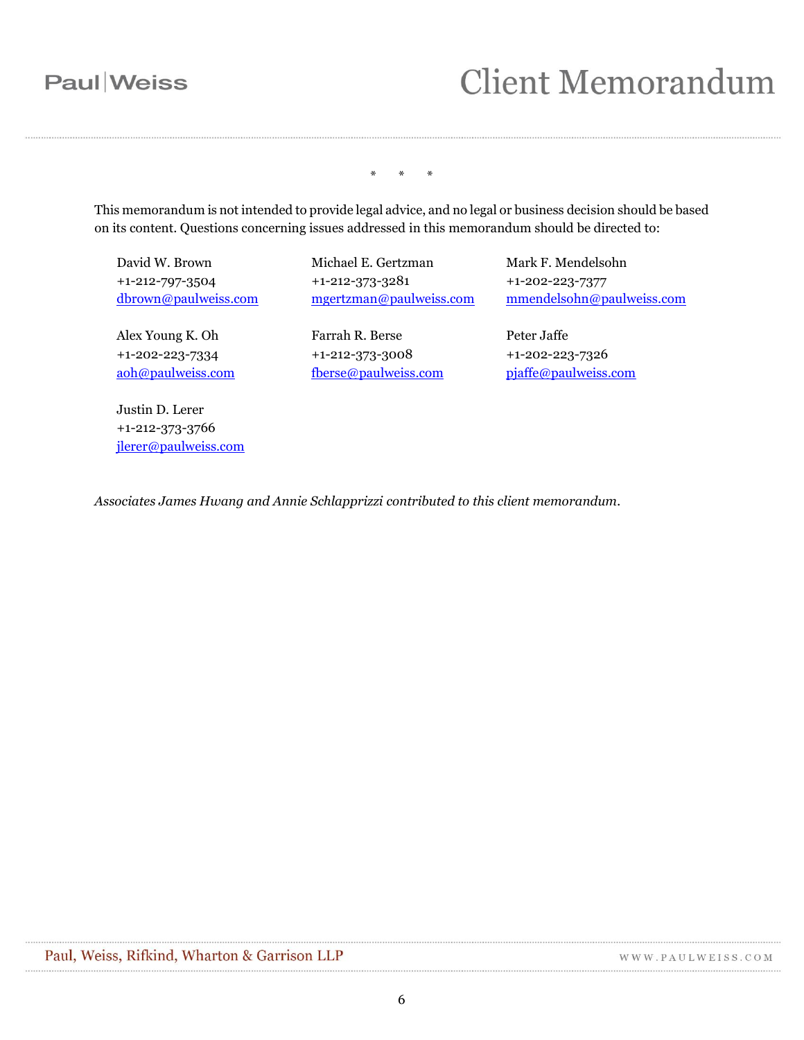\*   \*   \*

This memorandum is not intended to provide legal advice, and no legal or business decision should be based on its content. Questions concerning issues addressed in this memorandum should be directed to:

David W. Brown
+1-212-797-3504
dbrown@paulweiss.com

Michael E. Gertzman
+1-212-373-3281
mgertzman@paulweiss.com

Mark F. Mendelsohn
+1-202-223-7377
mmendelsohn@paulweiss.com

Alex Young K. Oh
+1-202-223-7334
aoh@paulweiss.com

Farrah R. Berse
+1-212-373-3008
fberse@paulweiss.com

Peter Jaffe
+1-202-223-7326
pjaffe@paulweiss.com

Justin D. Lerer
+1-212-373-3766
jlerer@paulweiss.com

*Associates James Hwang and Annie Schlapprizzi contributed to this client memorandum.*